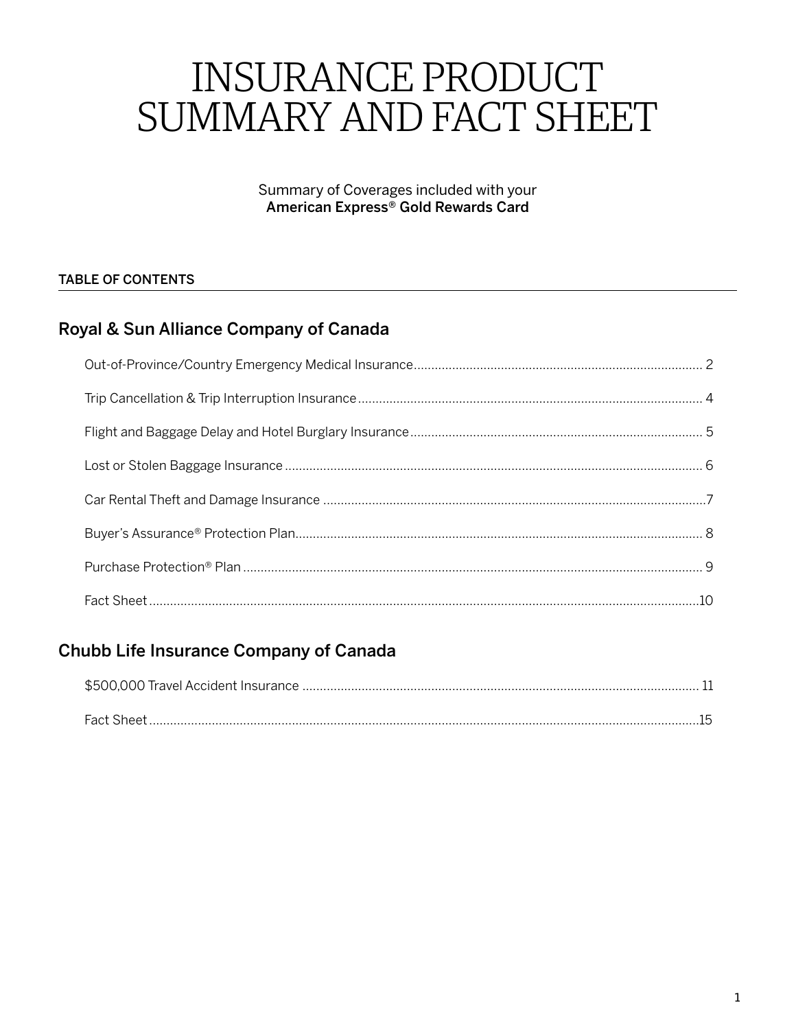# INSURANCE PRODUCT SUMMARY AND FACT SHEET

Summary of Coverages included with your
**American Express® Gold Rewards Card**

## TABLE OF CONTENTS

### Royal & Sun Alliance Company of Canada

- Out-of-Province/Country Emergency Medical Insurance ........ 2
- Trip Cancellation & Trip Interruption Insurance ........ 4
- Flight and Baggage Delay and Hotel Burglary Insurance ........ 5
- Lost or Stolen Baggage Insurance ........ 6
- Car Rental Theft and Damage Insurance ........ 7
- Buyer's Assurance® Protection Plan ........ 8
- Purchase Protection® Plan ........ 9
- Fact Sheet ........ 10

### Chubb Life Insurance Company of Canada

- $500,000 Travel Accident Insurance ........ 11
- Fact Sheet ........ 15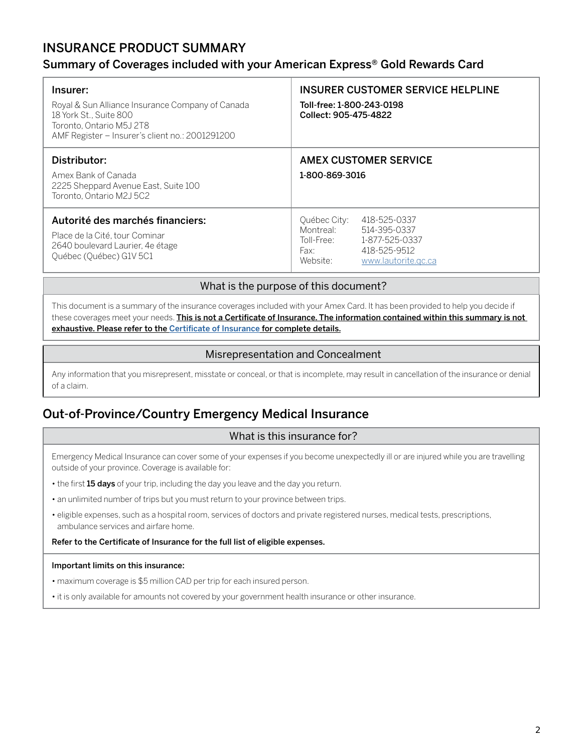# INSURANCE PRODUCT SUMMARY

## Summary of Coverages included with your American Express® Gold Rewards Card

| **Insurer:** | **INSURER CUSTOMER SERVICE HELPLINE** |
|---|---|
| Royal & Sun Alliance Insurance Company of Canada<br>18 York St., Suite 800<br>Toronto, Ontario M5J 2T8<br>AMF Register – Insurer's client no.: 2001291200 | **Toll-free: 1-800-243-0198**<br>**Collect: 905-475-4822** |
| **Distributor:** | **AMEX CUSTOMER SERVICE** |
| Amex Bank of Canada<br>2225 Sheppard Avenue East, Suite 100<br>Toronto, Ontario M2J 5C2 | **1-800-869-3016** |
| **Autorité des marchés financiers:** | |
| Place de la Cité, tour Cominar<br>2640 boulevard Laurier, 4e étage<br>Québec (Québec) G1V 5C1 | Québec City: 418-525-0337<br>Montreal: 514-395-0337<br>Toll-Free: 1-877-525-0337<br>Fax: 418-525-9512<br>Website: www.lautorite.qc.ca |

### What is the purpose of this document?

This document is a summary of the insurance coverages included with your Amex Card. It has been provided to help you decide if these coverages meet your needs. **This is not a Certificate of Insurance. The information contained within this summary is not exhaustive. Please refer to the Certificate of Insurance for complete details.**

### Misrepresentation and Concealment

Any information that you misrepresent, misstate or conceal, or that is incomplete, may result in cancellation of the insurance or denial of a claim.

## Out-of-Province/Country Emergency Medical Insurance

### What is this insurance for?

Emergency Medical Insurance can cover some of your expenses if you become unexpectedly ill or are injured while you are travelling outside of your province. Coverage is available for:

- the first **15 days** of your trip, including the day you leave and the day you return.
- an unlimited number of trips but you must return to your province between trips.
- eligible expenses, such as a hospital room, services of doctors and private registered nurses, medical tests, prescriptions, ambulance services and airfare home.

**Refer to the Certificate of Insurance for the full list of eligible expenses.**

**Important limits on this insurance:**

- maximum coverage is $5 million CAD per trip for each insured person.
- it is only available for amounts not covered by your government health insurance or other insurance.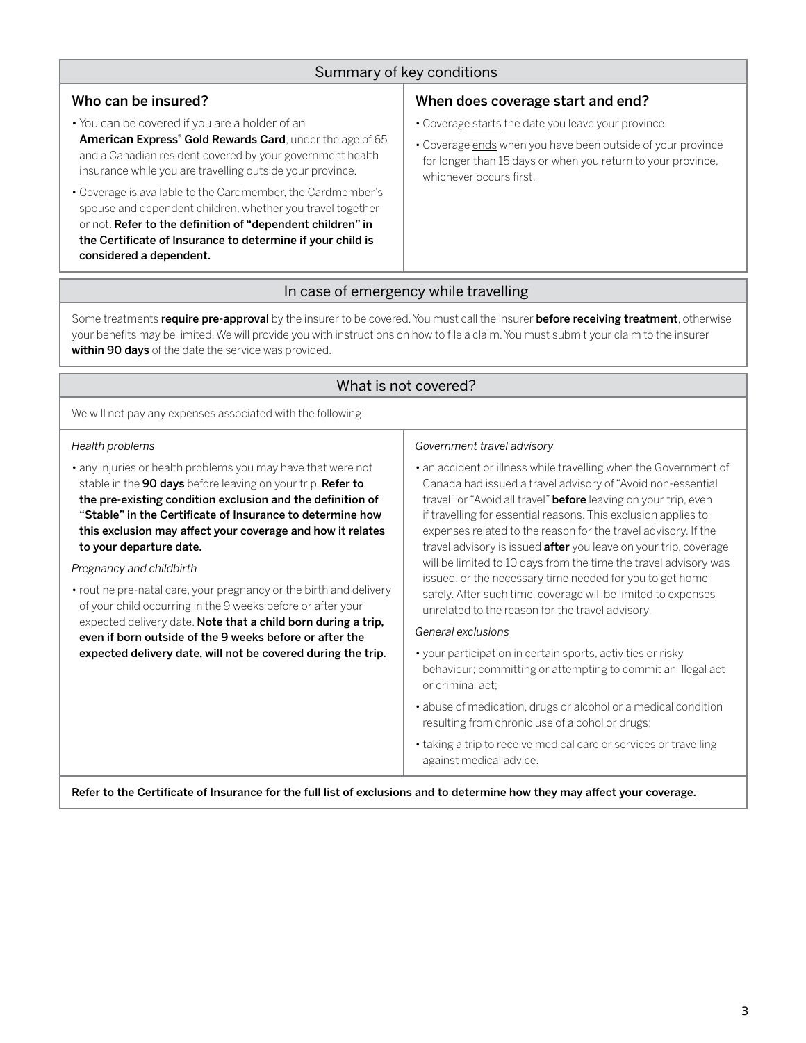## Summary of key conditions

### Who can be insured?

- You can be covered if you are a holder of an **American Express® Gold Rewards Card**, under the age of 65 and a Canadian resident covered by your government health insurance while you are travelling outside your province.
- Coverage is available to the Cardmember, the Cardmember's spouse and dependent children, whether you travel together or not. **Refer to the definition of "dependent children" in the Certificate of Insurance to determine if your child is considered a dependent.**

### When does coverage start and end?

- Coverage starts the date you leave your province.
- Coverage ends when you have been outside of your province for longer than 15 days or when you return to your province, whichever occurs first.

## In case of emergency while travelling

Some treatments **require pre-approval** by the insurer to be covered. You must call the insurer **before receiving treatment**, otherwise your benefits may be limited. We will provide you with instructions on how to file a claim. You must submit your claim to the insurer **within 90 days** of the date the service was provided.

## What is not covered?

We will not pay any expenses associated with the following:

*Health problems*

- any injuries or health problems you may have that were not stable in the **90 days** before leaving on your trip. **Refer to the pre-existing condition exclusion and the definition of "Stable" in the Certificate of Insurance to determine how this exclusion may affect your coverage and how it relates to your departure date.**

*Pregnancy and childbirth*

- routine pre-natal care, your pregnancy or the birth and delivery of your child occurring in the 9 weeks before or after your expected delivery date. **Note that a child born during a trip, even if born outside of the 9 weeks before or after the expected delivery date, will not be covered during the trip.**

*Government travel advisory*

- an accident or illness while travelling when the Government of Canada had issued a travel advisory of "Avoid non-essential travel" or "Avoid all travel" **before** leaving on your trip, even if travelling for essential reasons. This exclusion applies to expenses related to the reason for the travel advisory. If the travel advisory is issued **after** you leave on your trip, coverage will be limited to 10 days from the time the travel advisory was issued, or the necessary time needed for you to get home safely. After such time, coverage will be limited to expenses unrelated to the reason for the travel advisory.

*General exclusions*

- your participation in certain sports, activities or risky behaviour; committing or attempting to commit an illegal act or criminal act;
- abuse of medication, drugs or alcohol or a medical condition resulting from chronic use of alcohol or drugs;
- taking a trip to receive medical care or services or travelling against medical advice.

**Refer to the Certificate of Insurance for the full list of exclusions and to determine how they may affect your coverage.**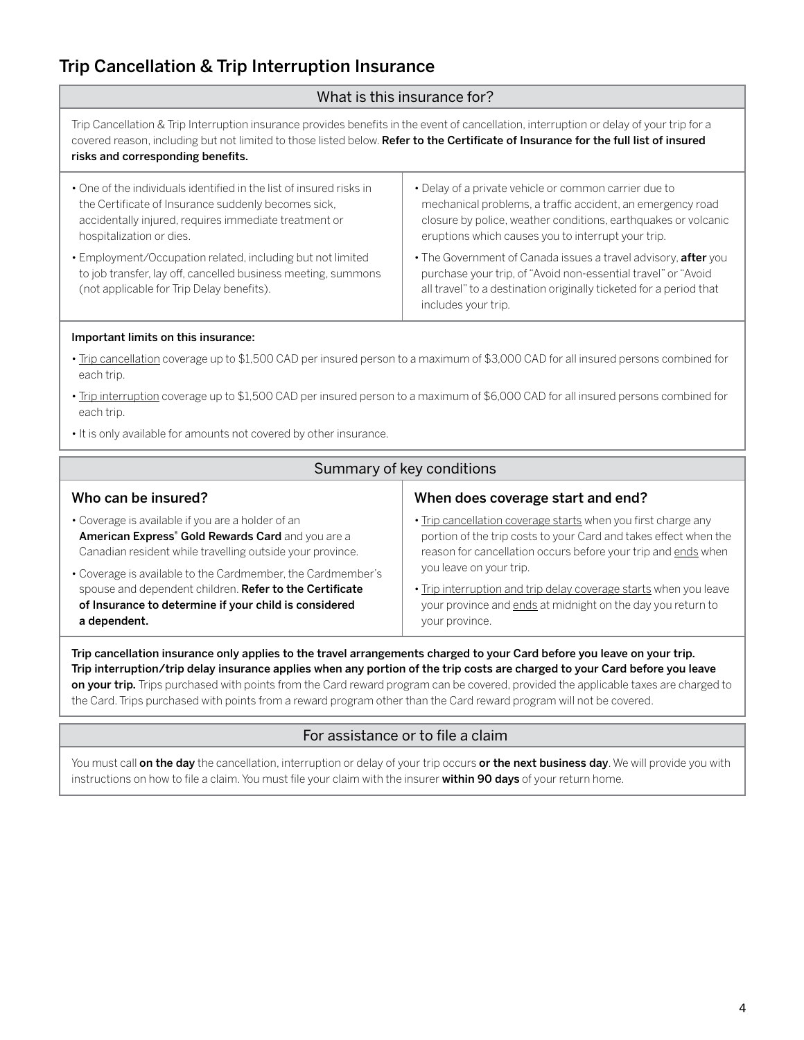## Trip Cancellation & Trip Interruption Insurance

### What is this insurance for?

Trip Cancellation & Trip Interruption insurance provides benefits in the event of cancellation, interruption or delay of your trip for a covered reason, including but not limited to those listed below. **Refer to the Certificate of Insurance for the full list of insured risks and corresponding benefits.**

- One of the individuals identified in the list of insured risks in the Certificate of Insurance suddenly becomes sick, accidentally injured, requires immediate treatment or hospitalization or dies.
- Employment/Occupation related, including but not limited to job transfer, lay off, cancelled business meeting, summons (not applicable for Trip Delay benefits).
- Delay of a private vehicle or common carrier due to mechanical problems, a traffic accident, an emergency road closure by police, weather conditions, earthquakes or volcanic eruptions which causes you to interrupt your trip.
- The Government of Canada issues a travel advisory, **after** you purchase your trip, of "Avoid non-essential travel" or "Avoid all travel" to a destination originally ticketed for a period that includes your trip.

**Important limits on this insurance:**

- Trip cancellation coverage up to $1,500 CAD per insured person to a maximum of $3,000 CAD for all insured persons combined for each trip.
- Trip interruption coverage up to $1,500 CAD per insured person to a maximum of $6,000 CAD for all insured persons combined for each trip.
- It is only available for amounts not covered by other insurance.

### Summary of key conditions

#### Who can be insured?

- Coverage is available if you are a holder of an **American Express® Gold Rewards Card** and you are a Canadian resident while travelling outside your province.
- Coverage is available to the Cardmember, the Cardmember's spouse and dependent children. **Refer to the Certificate of Insurance to determine if your child is considered a dependent.**

#### When does coverage start and end?

- Trip cancellation coverage starts when you first charge any portion of the trip costs to your Card and takes effect when the reason for cancellation occurs before your trip and ends when you leave on your trip.
- Trip interruption and trip delay coverage starts when you leave your province and ends at midnight on the day you return to your province.

**Trip cancellation insurance only applies to the travel arrangements charged to your Card before you leave on your trip. Trip interruption/trip delay insurance applies when any portion of the trip costs are charged to your Card before you leave on your trip.** Trips purchased with points from the Card reward program can be covered, provided the applicable taxes are charged to the Card. Trips purchased with points from a reward program other than the Card reward program will not be covered.

### For assistance or to file a claim

You must call **on the day** the cancellation, interruption or delay of your trip occurs **or the next business day**. We will provide you with instructions on how to file a claim. You must file your claim with the insurer **within 90 days** of your return home.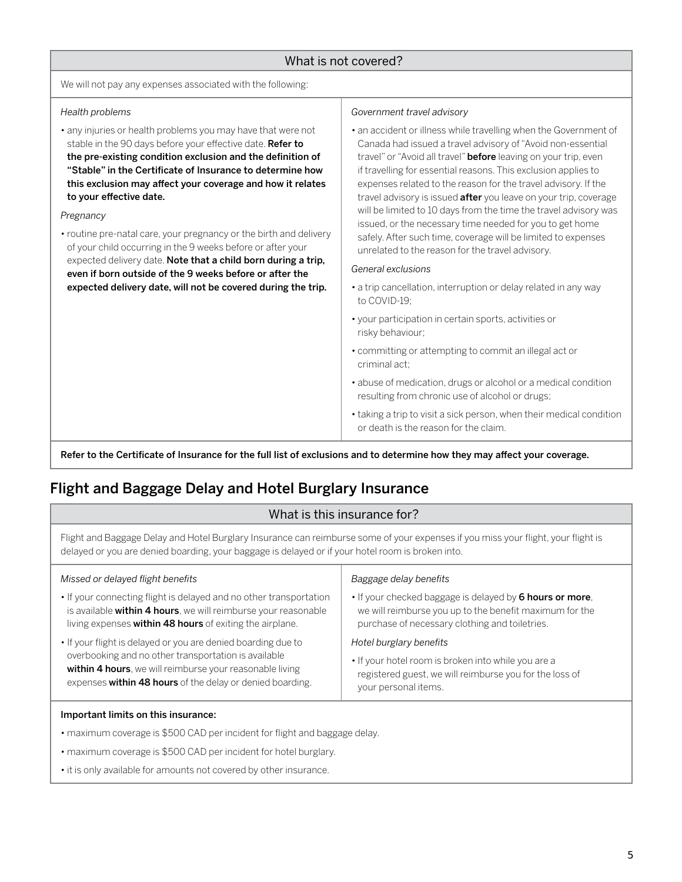### What is not covered?

We will not pay any expenses associated with the following:

*Health problems*

- any injuries or health problems you may have that were not stable in the 90 days before your effective date. **Refer to the pre-existing condition exclusion and the definition of "Stable" in the Certificate of Insurance to determine how this exclusion may affect your coverage and how it relates to your effective date.**

*Pregnancy*

- routine pre-natal care, your pregnancy or the birth and delivery of your child occurring in the 9 weeks before or after your expected delivery date. **Note that a child born during a trip, even if born outside of the 9 weeks before or after the expected delivery date, will not be covered during the trip.**

*Government travel advisory*

- an accident or illness while travelling when the Government of Canada had issued a travel advisory of "Avoid non-essential travel" or "Avoid all travel" **before** leaving on your trip, even if travelling for essential reasons. This exclusion applies to expenses related to the reason for the travel advisory. If the travel advisory is issued **after** you leave on your trip, coverage will be limited to 10 days from the time the travel advisory was issued, or the necessary time needed for you to get home safely. After such time, coverage will be limited to expenses unrelated to the reason for the travel advisory.

*General exclusions*

- a trip cancellation, interruption or delay related in any way to COVID-19;
- your participation in certain sports, activities or risky behaviour;
- committing or attempting to commit an illegal act or criminal act;
- abuse of medication, drugs or alcohol or a medical condition resulting from chronic use of alcohol or drugs;
- taking a trip to visit a sick person, when their medical condition or death is the reason for the claim.

**Refer to the Certificate of Insurance for the full list of exclusions and to determine how they may affect your coverage.**

## Flight and Baggage Delay and Hotel Burglary Insurance

### What is this insurance for?

Flight and Baggage Delay and Hotel Burglary Insurance can reimburse some of your expenses if you miss your flight, your flight is delayed or you are denied boarding, your baggage is delayed or if your hotel room is broken into.

*Missed or delayed flight benefits*

- If your connecting flight is delayed and no other transportation is available **within 4 hours**, we will reimburse your reasonable living expenses **within 48 hours** of exiting the airplane.
- If your flight is delayed or you are denied boarding due to overbooking and no other transportation is available **within 4 hours**, we will reimburse your reasonable living expenses **within 48 hours** of the delay or denied boarding.

*Baggage delay benefits*

- If your checked baggage is delayed by **6 hours or more**, we will reimburse you up to the benefit maximum for the purchase of necessary clothing and toiletries.

*Hotel burglary benefits*

- If your hotel room is broken into while you are a registered guest, we will reimburse you for the loss of your personal items.

**Important limits on this insurance:**

- maximum coverage is $500 CAD per incident for flight and baggage delay.
- maximum coverage is $500 CAD per incident for hotel burglary.
- it is only available for amounts not covered by other insurance.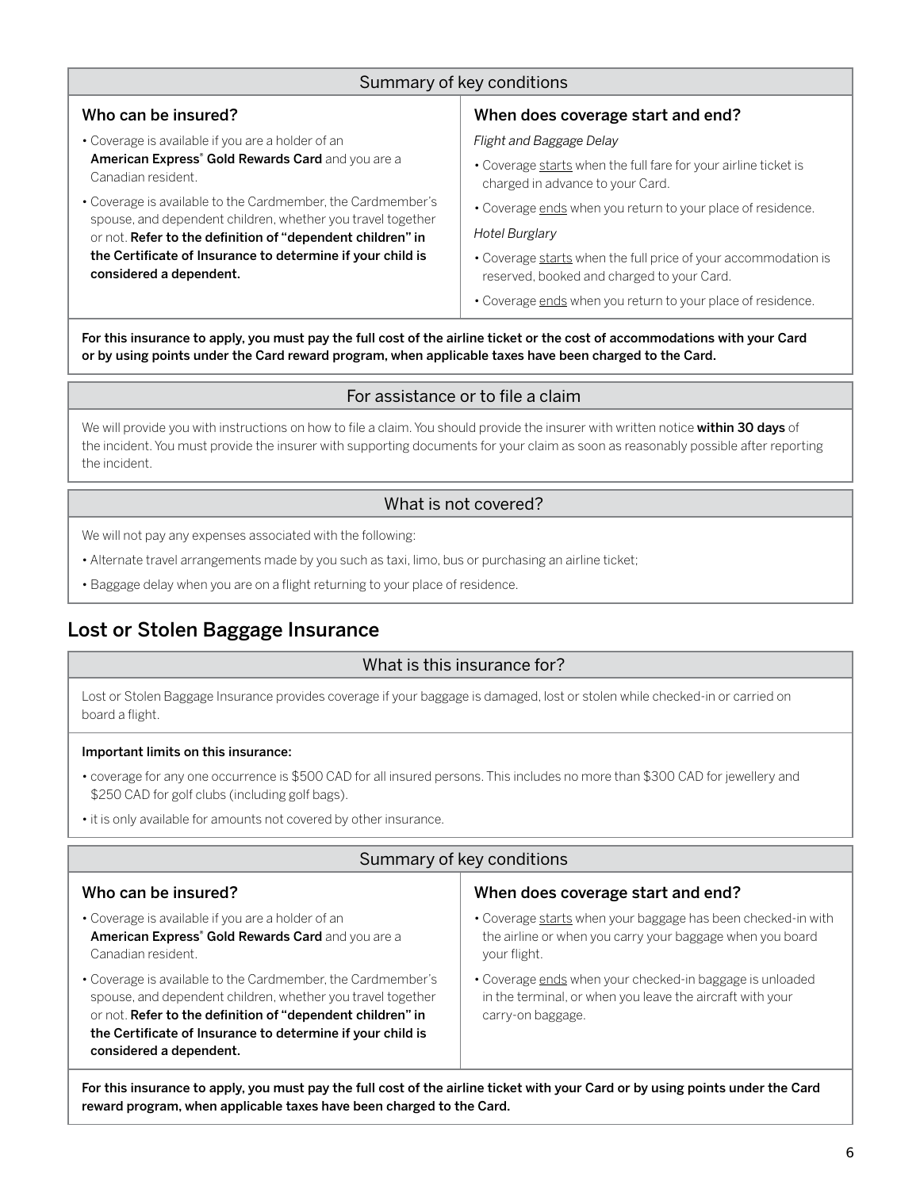### Summary of key conditions

#### Who can be insured?

- Coverage is available if you are a holder of an **American Express® Gold Rewards Card** and you are a Canadian resident.
- Coverage is available to the Cardmember, the Cardmember's spouse, and dependent children, whether you travel together or not. **Refer to the definition of "dependent children" in the Certificate of Insurance to determine if your child is considered a dependent.**

#### When does coverage start and end?

*Flight and Baggage Delay*

- Coverage starts when the full fare for your airline ticket is charged in advance to your Card.
- Coverage ends when you return to your place of residence.

*Hotel Burglary*

- Coverage starts when the full price of your accommodation is reserved, booked and charged to your Card.
- Coverage ends when you return to your place of residence.

**For this insurance to apply, you must pay the full cost of the airline ticket or the cost of accommodations with your Card or by using points under the Card reward program, when applicable taxes have been charged to the Card.**

### For assistance or to file a claim

We will provide you with instructions on how to file a claim. You should provide the insurer with written notice **within 30 days** of the incident. You must provide the insurer with supporting documents for your claim as soon as reasonably possible after reporting the incident.

### What is not covered?

We will not pay any expenses associated with the following:

- Alternate travel arrangements made by you such as taxi, limo, bus or purchasing an airline ticket;
- Baggage delay when you are on a flight returning to your place of residence.

## Lost or Stolen Baggage Insurance

### What is this insurance for?

Lost or Stolen Baggage Insurance provides coverage if your baggage is damaged, lost or stolen while checked-in or carried on board a flight.

**Important limits on this insurance:**

- coverage for any one occurrence is $500 CAD for all insured persons. This includes no more than $300 CAD for jewellery and $250 CAD for golf clubs (including golf bags).
- it is only available for amounts not covered by other insurance.

### Summary of key conditions

#### Who can be insured?

- Coverage is available if you are a holder of an **American Express® Gold Rewards Card** and you are a Canadian resident.
- Coverage is available to the Cardmember, the Cardmember's spouse, and dependent children, whether you travel together or not. **Refer to the definition of "dependent children" in the Certificate of Insurance to determine if your child is considered a dependent.**

#### When does coverage start and end?

- Coverage starts when your baggage has been checked-in with the airline or when you carry your baggage when you board your flight.
- Coverage ends when your checked-in baggage is unloaded in the terminal, or when you leave the aircraft with your carry-on baggage.

**For this insurance to apply, you must pay the full cost of the airline ticket with your Card or by using points under the Card reward program, when applicable taxes have been charged to the Card.**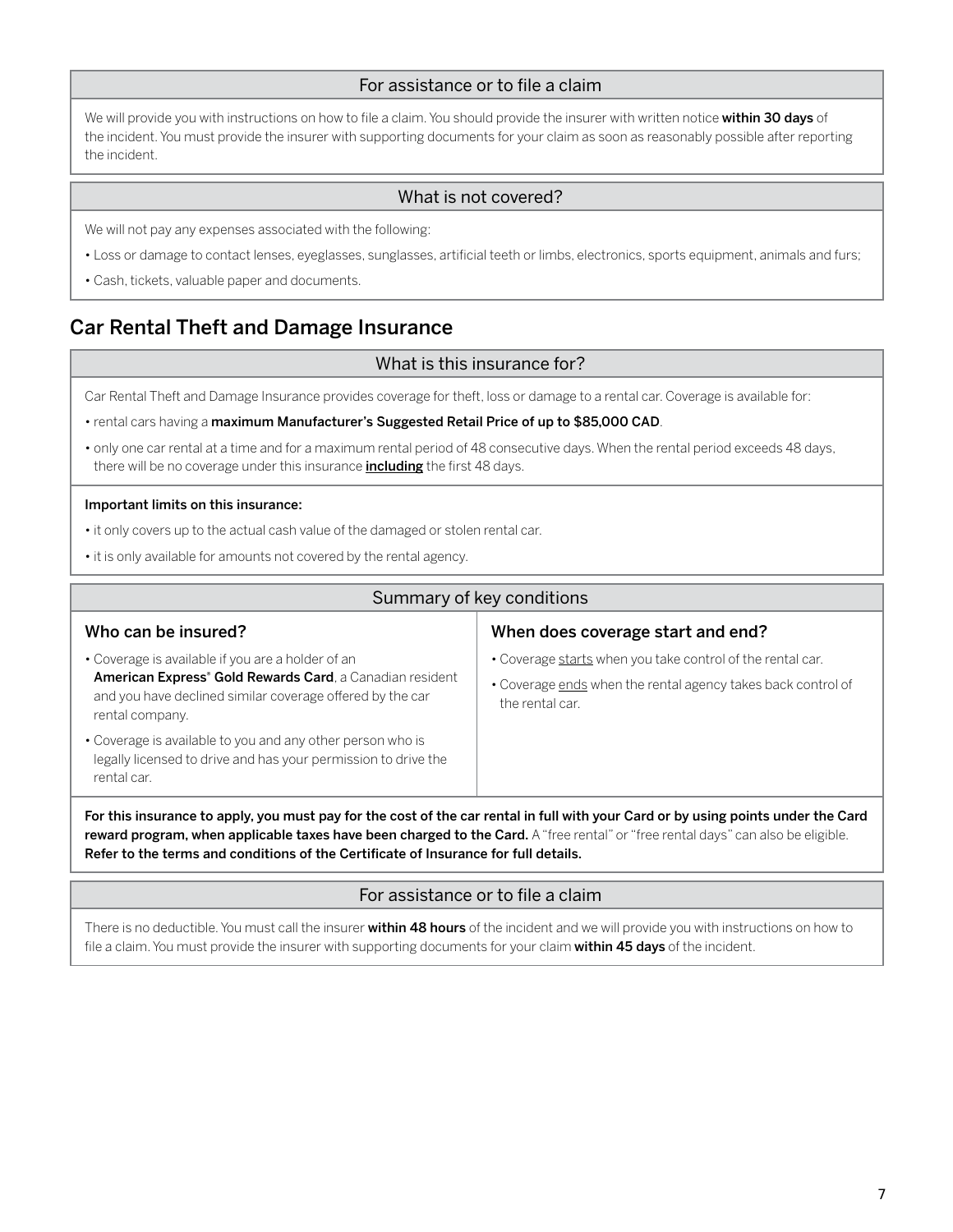### For assistance or to file a claim

We will provide you with instructions on how to file a claim. You should provide the insurer with written notice **within 30 days** of the incident. You must provide the insurer with supporting documents for your claim as soon as reasonably possible after reporting the incident.

### What is not covered?

We will not pay any expenses associated with the following:

- Loss or damage to contact lenses, eyeglasses, sunglasses, artificial teeth or limbs, electronics, sports equipment, animals and furs;
- Cash, tickets, valuable paper and documents.

## Car Rental Theft and Damage Insurance

### What is this insurance for?

Car Rental Theft and Damage Insurance provides coverage for theft, loss or damage to a rental car. Coverage is available for:

- rental cars having a **maximum Manufacturer's Suggested Retail Price of up to $85,000 CAD**.
- only one car rental at a time and for a maximum rental period of 48 consecutive days. When the rental period exceeds 48 days, there will be no coverage under this insurance **<u>including</u>** the first 48 days.

**Important limits on this insurance:**

- it only covers up to the actual cash value of the damaged or stolen rental car.
- it is only available for amounts not covered by the rental agency.

### Summary of key conditions

#### Who can be insured?

- Coverage is available if you are a holder of an **American Express® Gold Rewards Card**, a Canadian resident and you have declined similar coverage offered by the car rental company.
- Coverage is available to you and any other person who is legally licensed to drive and has your permission to drive the rental car.

#### When does coverage start and end?

- Coverage <u>starts</u> when you take control of the rental car.
- Coverage <u>ends</u> when the rental agency takes back control of the rental car.

**For this insurance to apply, you must pay for the cost of the car rental in full with your Card or by using points under the Card reward program, when applicable taxes have been charged to the Card.** A "free rental" or "free rental days" can also be eligible. **Refer to the terms and conditions of the Certificate of Insurance for full details.**

### For assistance or to file a claim

There is no deductible. You must call the insurer **within 48 hours** of the incident and we will provide you with instructions on how to file a claim. You must provide the insurer with supporting documents for your claim **within 45 days** of the incident.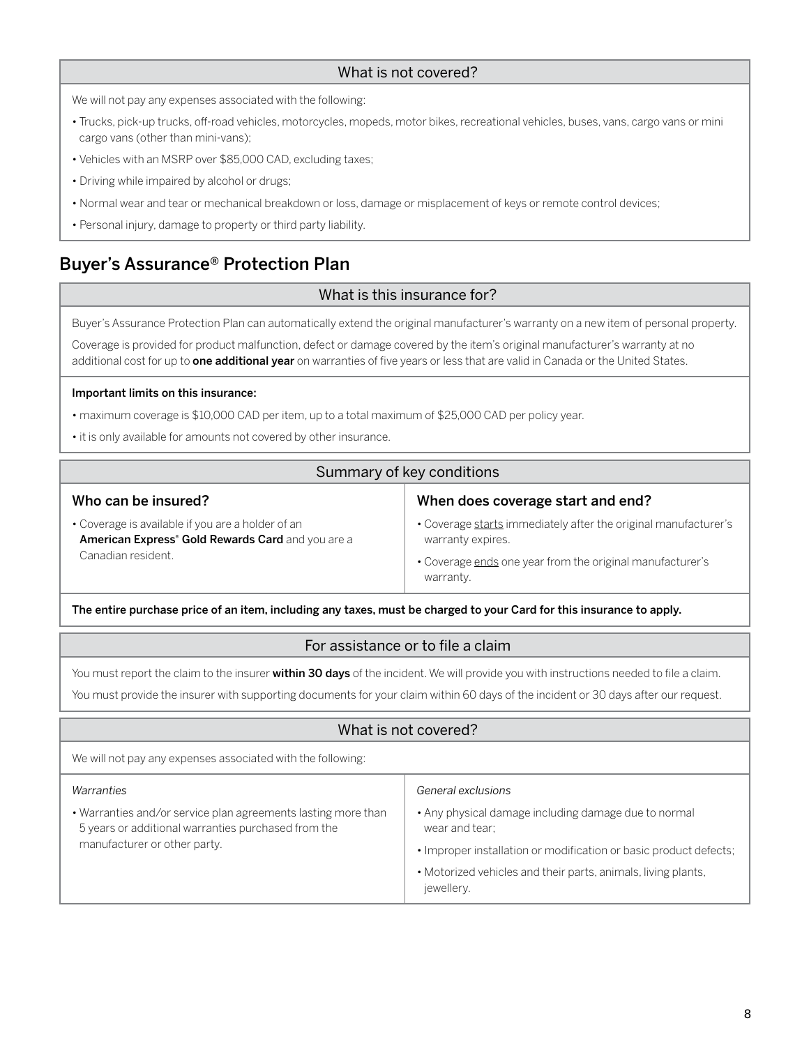### What is not covered?

We will not pay any expenses associated with the following:

- Trucks, pick-up trucks, off-road vehicles, motorcycles, mopeds, motor bikes, recreational vehicles, buses, vans, cargo vans or mini cargo vans (other than mini-vans);
- Vehicles with an MSRP over $85,000 CAD, excluding taxes;
- Driving while impaired by alcohol or drugs;
- Normal wear and tear or mechanical breakdown or loss, damage or misplacement of keys or remote control devices;
- Personal injury, damage to property or third party liability.

## Buyer's Assurance® Protection Plan

### What is this insurance for?

Buyer's Assurance Protection Plan can automatically extend the original manufacturer's warranty on a new item of personal property.

Coverage is provided for product malfunction, defect or damage covered by the item's original manufacturer's warranty at no additional cost for up to **one additional year** on warranties of five years or less that are valid in Canada or the United States.

**Important limits on this insurance:**

- maximum coverage is $10,000 CAD per item, up to a total maximum of $25,000 CAD per policy year.
- it is only available for amounts not covered by other insurance.

### Summary of key conditions

#### Who can be insured?

- Coverage is available if you are a holder of an **American Express® Gold Rewards Card** and you are a Canadian resident.

#### When does coverage start and end?

- Coverage starts immediately after the original manufacturer's warranty expires.
- Coverage ends one year from the original manufacturer's warranty.

**The entire purchase price of an item, including any taxes, must be charged to your Card for this insurance to apply.**

### For assistance or to file a claim

You must report the claim to the insurer **within 30 days** of the incident. We will provide you with instructions needed to file a claim.

You must provide the insurer with supporting documents for your claim within 60 days of the incident or 30 days after our request.

### What is not covered?

We will not pay any expenses associated with the following:

*Warranties*

- Warranties and/or service plan agreements lasting more than 5 years or additional warranties purchased from the manufacturer or other party.

*General exclusions*

- Any physical damage including damage due to normal wear and tear;
- Improper installation or modification or basic product defects;
- Motorized vehicles and their parts, animals, living plants, jewellery.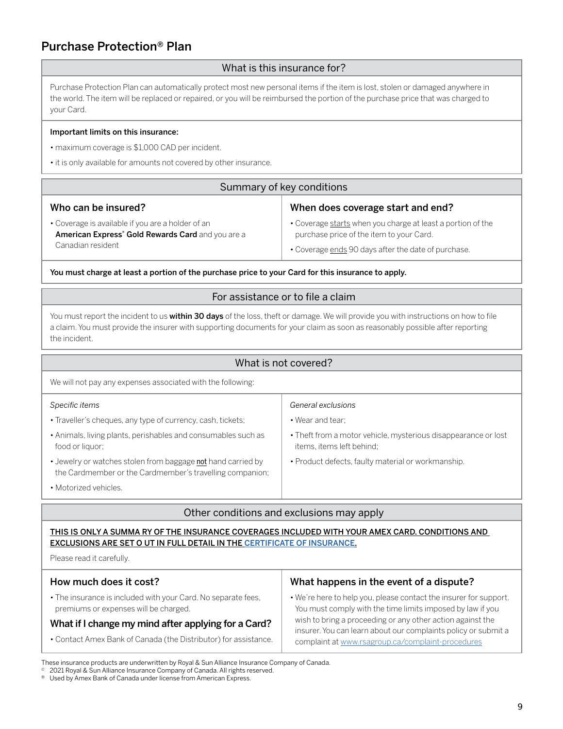# Purchase Protection® Plan

## What is this insurance for?

Purchase Protection Plan can automatically protect most new personal items if the item is lost, stolen or damaged anywhere in the world. The item will be replaced or repaired, or you will be reimbursed the portion of the purchase price that was charged to your Card.

**Important limits on this insurance:**

- maximum coverage is $1,000 CAD per incident.
- it is only available for amounts not covered by other insurance.

## Summary of key conditions

### Who can be insured?

- Coverage is available if you are a holder of an **American Express® Gold Rewards Card** and you are a Canadian resident

### When does coverage start and end?

- Coverage starts when you charge at least a portion of the purchase price of the item to your Card.
- Coverage ends 90 days after the date of purchase.

**You must charge at least a portion of the purchase price to your Card for this insurance to apply.**

## For assistance or to file a claim

You must report the incident to us **within 30 days** of the loss, theft or damage. We will provide you with instructions on how to file a claim. You must provide the insurer with supporting documents for your claim as soon as reasonably possible after reporting the incident.

## What is not covered?

We will not pay any expenses associated with the following:

*Specific items*

- Traveller's cheques, any type of currency, cash, tickets;
- Animals, living plants, perishables and consumables such as food or liquor;
- Jewelry or watches stolen from baggage not hand carried by the Cardmember or the Cardmember's travelling companion;
- Motorized vehicles.

*General exclusions*

- Wear and tear;
- Theft from a motor vehicle, mysterious disappearance or lost items, items left behind;
- Product defects, faulty material or workmanship.

## Other conditions and exclusions may apply

THIS IS ONLY A SUMMARY OF THE INSURANCE COVERAGES INCLUDED WITH YOUR AMEX CARD. CONDITIONS AND EXCLUSIONS ARE SET OUT IN FULL DETAIL IN THE CERTIFICATE OF INSURANCE.

Please read it carefully.

### How much does it cost?

- The insurance is included with your Card. No separate fees, premiums or expenses will be charged.

### What if I change my mind after applying for a Card?

- Contact Amex Bank of Canada (the Distributor) for assistance.

### What happens in the event of a dispute?

- We're here to help you, please contact the insurer for support. You must comply with the time limits imposed by law if you wish to bring a proceeding or any other action against the insurer. You can learn about our complaints policy or submit a complaint at www.rsagroup.ca/complaint-procedures

These insurance products are underwritten by Royal & Sun Alliance Insurance Company of Canada.
© 2021 Royal & Sun Alliance Insurance Company of Canada. All rights reserved.
® Used by Amex Bank of Canada under license from American Express.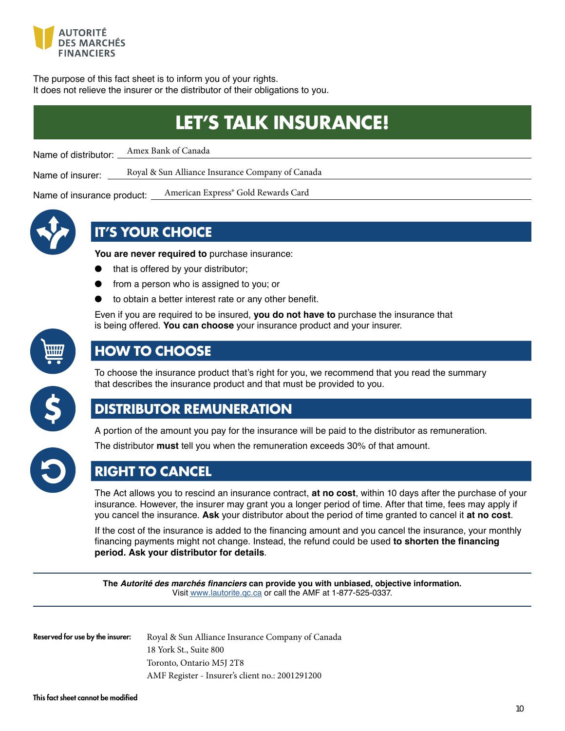AUTORITÉ DES MARCHÉS FINANCIERS

The purpose of this fact sheet is to inform you of your rights.
It does not relieve the insurer or the distributor of their obligations to you.

# LET'S TALK INSURANCE!

Name of distributor: Amex Bank of Canada

Name of insurer: Royal & Sun Alliance Insurance Company of Canada

Name of insurance product: American Express® Gold Rewards Card

## IT'S YOUR CHOICE

**You are never required to** purchase insurance:

- that is offered by your distributor;
- from a person who is assigned to you; or
- to obtain a better interest rate or any other benefit.

Even if you are required to be insured, **you do not have to** purchase the insurance that is being offered. **You can choose** your insurance product and your insurer.

## HOW TO CHOOSE

To choose the insurance product that's right for you, we recommend that you read the summary that describes the insurance product and that must be provided to you.

## DISTRIBUTOR REMUNERATION

A portion of the amount you pay for the insurance will be paid to the distributor as remuneration.

The distributor **must** tell you when the remuneration exceeds 30% of that amount.

## RIGHT TO CANCEL

The Act allows you to rescind an insurance contract, **at no cost**, within 10 days after the purchase of your insurance. However, the insurer may grant you a longer period of time. After that time, fees may apply if you cancel the insurance. **Ask** your distributor about the period of time granted to cancel it **at no cost**.

If the cost of the insurance is added to the financing amount and you cancel the insurance, your monthly financing payments might not change. Instead, the refund could be used **to shorten the financing period. Ask your distributor for details**.

---

**The *Autorité des marchés financiers* can provide you with unbiased, objective information.**
Visit www.lautorite.qc.ca or call the AMF at 1-877-525-0337.

---

**Reserved for use by the insurer:**
Royal & Sun Alliance Insurance Company of Canada
18 York St., Suite 800
Toronto, Ontario M5J 2T8
AMF Register - Insurer's client no.: 2001291200

**This fact sheet cannot be modified**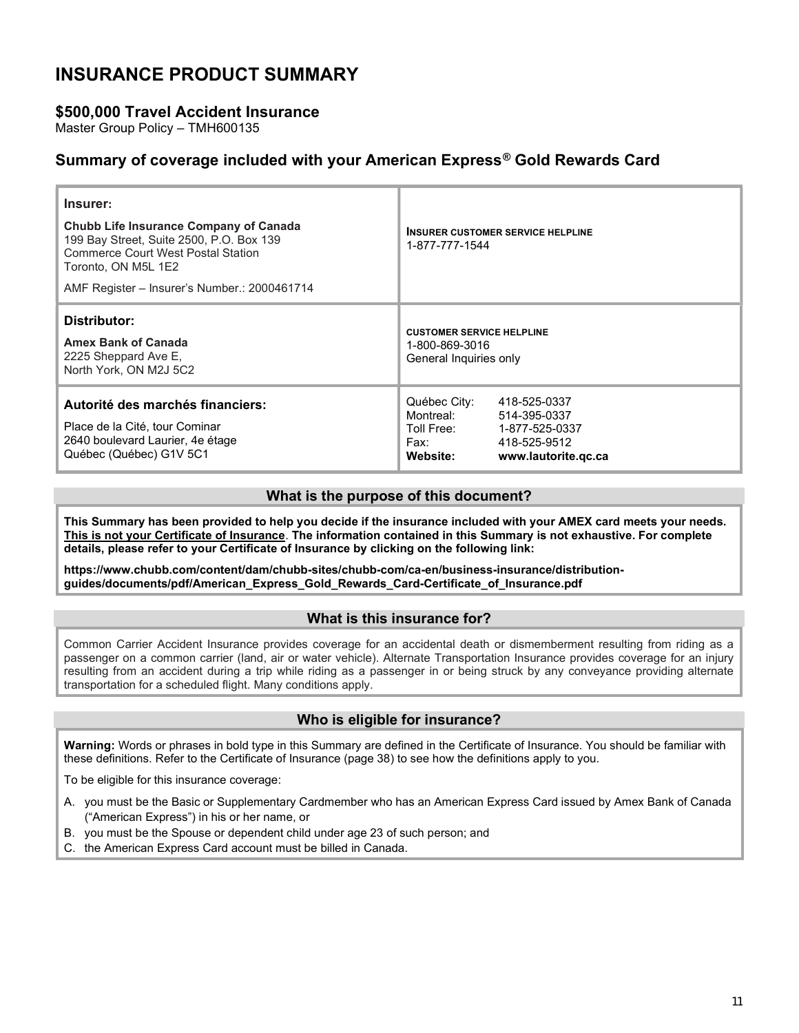# INSURANCE PRODUCT SUMMARY

## $500,000 Travel Accident Insurance

Master Group Policy – TMH600135

## Summary of coverage included with your American Express® Gold Rewards Card

| | |
|---|---|
| **Insurer:**<br>**Chubb Life Insurance Company of Canada**<br>199 Bay Street, Suite 2500, P.O. Box 139<br>Commerce Court West Postal Station<br>Toronto, ON M5L 1E2<br>AMF Register – Insurer's Number.: 2000461714 | **INSURER CUSTOMER SERVICE HELPLINE**<br>1-877-777-1544 |
| **Distributor:**<br>**Amex Bank of Canada**<br>2225 Sheppard Ave E,<br>North York, ON M2J 5C2 | **CUSTOMER SERVICE HELPLINE**<br>1-800-869-3016<br>General Inquiries only |
| **Autorité des marchés financiers:**<br>Place de la Cité, tour Cominar<br>2640 boulevard Laurier, 4e étage<br>Québec (Québec) G1V 5C1 | Québec City: 418-525-0337<br>Montreal: 514-395-0337<br>Toll Free: 1-877-525-0337<br>Fax: 418-525-9512<br>**Website: www.lautorite.qc.ca** |

### What is the purpose of this document?

**This Summary has been provided to help you decide if the insurance included with your AMEX card meets your needs. <u>This is not your Certificate of Insurance</u>. The information contained in this Summary is not exhaustive. For complete details, please refer to your Certificate of Insurance by clicking on the following link:**

**https://www.chubb.com/content/dam/chubb-sites/chubb-com/ca-en/business-insurance/distribution-guides/documents/pdf/American_Express_Gold_Rewards_Card-Certificate_of_Insurance.pdf**

### What is this insurance for?

Common Carrier Accident Insurance provides coverage for an accidental death or dismemberment resulting from riding as a passenger on a common carrier (land, air or water vehicle). Alternate Transportation Insurance provides coverage for an injury resulting from an accident during a trip while riding as a passenger in or being struck by any conveyance providing alternate transportation for a scheduled flight. Many conditions apply.

### Who is eligible for insurance?

**Warning:** Words or phrases in bold type in this Summary are defined in the Certificate of Insurance. You should be familiar with these definitions. Refer to the Certificate of Insurance (page 38) to see how the definitions apply to you.

To be eligible for this insurance coverage:

A. you must be the Basic or Supplementary Cardmember who has an American Express Card issued by Amex Bank of Canada ("American Express") in his or her name, or
B. you must be the Spouse or dependent child under age 23 of such person; and
C. the American Express Card account must be billed in Canada.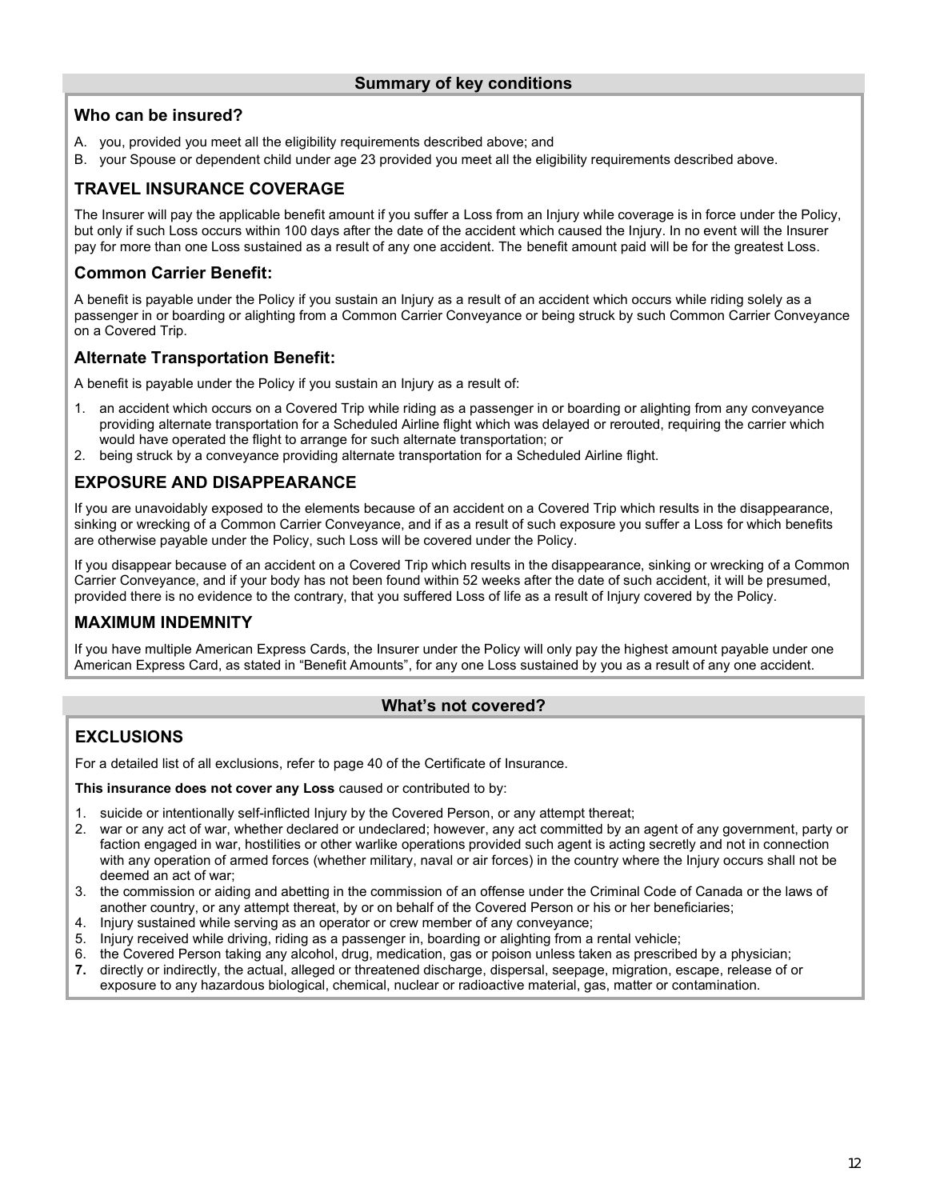## Summary of key conditions

### Who can be insured?

A. you, provided you meet all the eligibility requirements described above; and
B. your Spouse or dependent child under age 23 provided you meet all the eligibility requirements described above.

### TRAVEL INSURANCE COVERAGE

The Insurer will pay the applicable benefit amount if you suffer a Loss from an Injury while coverage is in force under the Policy, but only if such Loss occurs within 100 days after the date of the accident which caused the Injury. In no event will the Insurer pay for more than one Loss sustained as a result of any one accident. The benefit amount paid will be for the greatest Loss.

### Common Carrier Benefit:

A benefit is payable under the Policy if you sustain an Injury as a result of an accident which occurs while riding solely as a passenger in or boarding or alighting from a Common Carrier Conveyance or being struck by such Common Carrier Conveyance on a Covered Trip.

### Alternate Transportation Benefit:

A benefit is payable under the Policy if you sustain an Injury as a result of:

1. an accident which occurs on a Covered Trip while riding as a passenger in or boarding or alighting from any conveyance providing alternate transportation for a Scheduled Airline flight which was delayed or rerouted, requiring the carrier which would have operated the flight to arrange for such alternate transportation; or
2. being struck by a conveyance providing alternate transportation for a Scheduled Airline flight.

### EXPOSURE AND DISAPPEARANCE

If you are unavoidably exposed to the elements because of an accident on a Covered Trip which results in the disappearance, sinking or wrecking of a Common Carrier Conveyance, and if as a result of such exposure you suffer a Loss for which benefits are otherwise payable under the Policy, such Loss will be covered under the Policy.

If you disappear because of an accident on a Covered Trip which results in the disappearance, sinking or wrecking of a Common Carrier Conveyance, and if your body has not been found within 52 weeks after the date of such accident, it will be presumed, provided there is no evidence to the contrary, that you suffered Loss of life as a result of Injury covered by the Policy.

### MAXIMUM INDEMNITY

If you have multiple American Express Cards, the Insurer under the Policy will only pay the highest amount payable under one American Express Card, as stated in "Benefit Amounts", for any one Loss sustained by you as a result of any one accident.

## What's not covered?

### EXCLUSIONS

For a detailed list of all exclusions, refer to page 40 of the Certificate of Insurance.

**This insurance does not cover any Loss** caused or contributed to by:

1. suicide or intentionally self-inflicted Injury by the Covered Person, or any attempt thereat;
2. war or any act of war, whether declared or undeclared; however, any act committed by an agent of any government, party or faction engaged in war, hostilities or other warlike operations provided such agent is acting secretly and not in connection with any operation of armed forces (whether military, naval or air forces) in the country where the Injury occurs shall not be deemed an act of war;
3. the commission or aiding and abetting in the commission of an offense under the Criminal Code of Canada or the laws of another country, or any attempt thereat, by or on behalf of the Covered Person or his or her beneficiaries;
4. Injury sustained while serving as an operator or crew member of any conveyance;
5. Injury received while driving, riding as a passenger in, boarding or alighting from a rental vehicle;
6. the Covered Person taking any alcohol, drug, medication, gas or poison unless taken as prescribed by a physician;
7. directly or indirectly, the actual, alleged or threatened discharge, dispersal, seepage, migration, escape, release of or exposure to any hazardous biological, chemical, nuclear or radioactive material, gas, matter or contamination.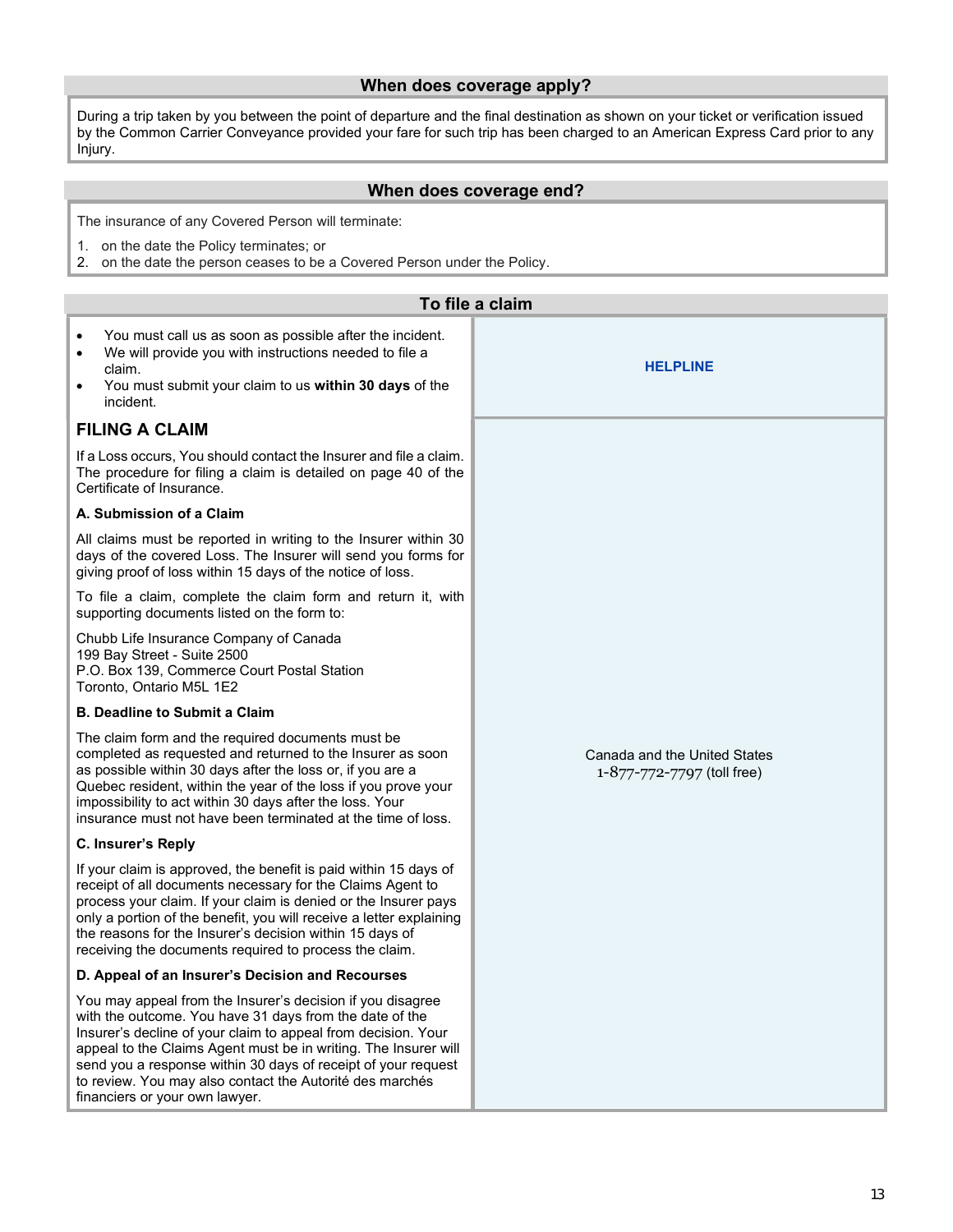## When does coverage apply?

During a trip taken by you between the point of departure and the final destination as shown on your ticket or verification issued by the Common Carrier Conveyance provided your fare for such trip has been charged to an American Express Card prior to any Injury.

## When does coverage end?

The insurance of any Covered Person will terminate:

1. on the date the Policy terminates; or
2. on the date the person ceases to be a Covered Person under the Policy.

## To file a claim

- You must call us as soon as possible after the incident.
- We will provide you with instructions needed to file a claim.
- You must submit your claim to us **within 30 days** of the incident.

**HELPLINE**

Canada and the United States
1-877-772-7797 (toll free)

### FILING A CLAIM

If a Loss occurs, You should contact the Insurer and file a claim. The procedure for filing a claim is detailed on page 40 of the Certificate of Insurance.

**A. Submission of a Claim**

All claims must be reported in writing to the Insurer within 30 days of the covered Loss. The Insurer will send you forms for giving proof of loss within 15 days of the notice of loss.

To file a claim, complete the claim form and return it, with supporting documents listed on the form to:

Chubb Life Insurance Company of Canada
199 Bay Street - Suite 2500
P.O. Box 139, Commerce Court Postal Station
Toronto, Ontario M5L 1E2

**B. Deadline to Submit a Claim**

The claim form and the required documents must be completed as requested and returned to the Insurer as soon as possible within 30 days after the loss or, if you are a Quebec resident, within the year of the loss if you prove your impossibility to act within 30 days after the loss. Your insurance must not have been terminated at the time of loss.

**C. Insurer's Reply**

If your claim is approved, the benefit is paid within 15 days of receipt of all documents necessary for the Claims Agent to process your claim. If your claim is denied or the Insurer pays only a portion of the benefit, you will receive a letter explaining the reasons for the Insurer's decision within 15 days of receiving the documents required to process the claim.

**D. Appeal of an Insurer's Decision and Recourses**

You may appeal from the Insurer's decision if you disagree with the outcome. You have 31 days from the date of the Insurer's decline of your claim to appeal from decision. Your appeal to the Claims Agent must be in writing. The Insurer will send you a response within 30 days of receipt of your request to review. You may also contact the Autorité des marchés financiers or your own lawyer.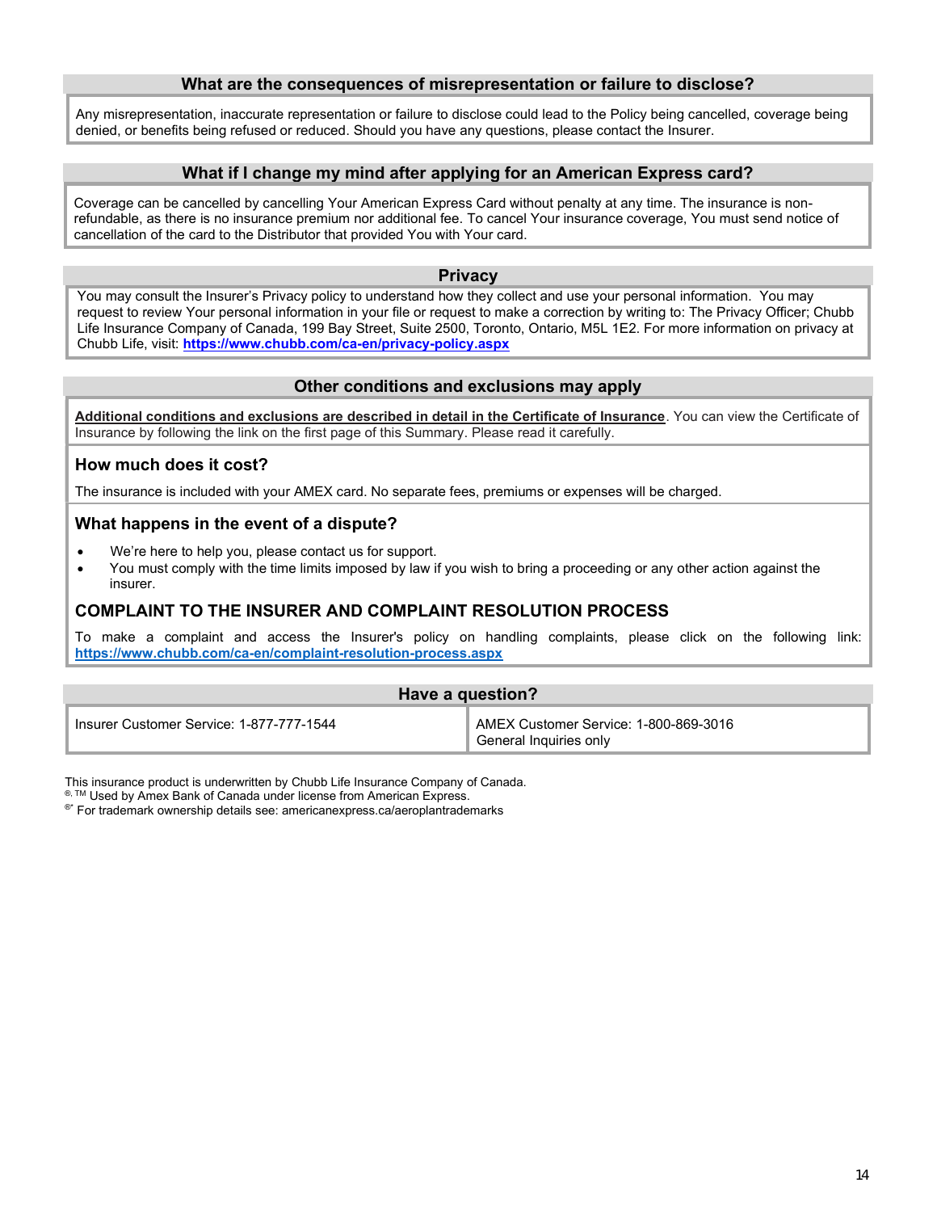## What are the consequences of misrepresentation or failure to disclose?

Any misrepresentation, inaccurate representation or failure to disclose could lead to the Policy being cancelled, coverage being denied, or benefits being refused or reduced. Should you have any questions, please contact the Insurer.

## What if I change my mind after applying for an American Express card?

Coverage can be cancelled by cancelling Your American Express Card without penalty at any time. The insurance is non-refundable, as there is no insurance premium nor additional fee. To cancel Your insurance coverage, You must send notice of cancellation of the card to the Distributor that provided You with Your card.

## Privacy

You may consult the Insurer's Privacy policy to understand how they collect and use your personal information. You may request to review Your personal information in your file or request to make a correction by writing to: The Privacy Officer; Chubb Life Insurance Company of Canada, 199 Bay Street, Suite 2500, Toronto, Ontario, M5L 1E2. For more information on privacy at Chubb Life, visit: **https://www.chubb.com/ca-en/privacy-policy.aspx**

## Other conditions and exclusions may apply

**Additional conditions and exclusions are described in detail in the Certificate of Insurance**. You can view the Certificate of Insurance by following the link on the first page of this Summary. Please read it carefully.

### How much does it cost?

The insurance is included with your AMEX card. No separate fees, premiums or expenses will be charged.

### What happens in the event of a dispute?

- We're here to help you, please contact us for support.
- You must comply with the time limits imposed by law if you wish to bring a proceeding or any other action against the insurer.

### COMPLAINT TO THE INSURER AND COMPLAINT RESOLUTION PROCESS

To make a complaint and access the Insurer's policy on handling complaints, please click on the following link: **https://www.chubb.com/ca-en/complaint-resolution-process.aspx**

## Have a question?

| Insurer Customer Service: 1-877-777-1544 | AMEX Customer Service: 1-800-869-3016 General Inquiries only |
| --- | --- |

This insurance product is underwritten by Chubb Life Insurance Company of Canada.
®, TM Used by Amex Bank of Canada under license from American Express.
®* For trademark ownership details see: americanexpress.ca/aeroplantrademarks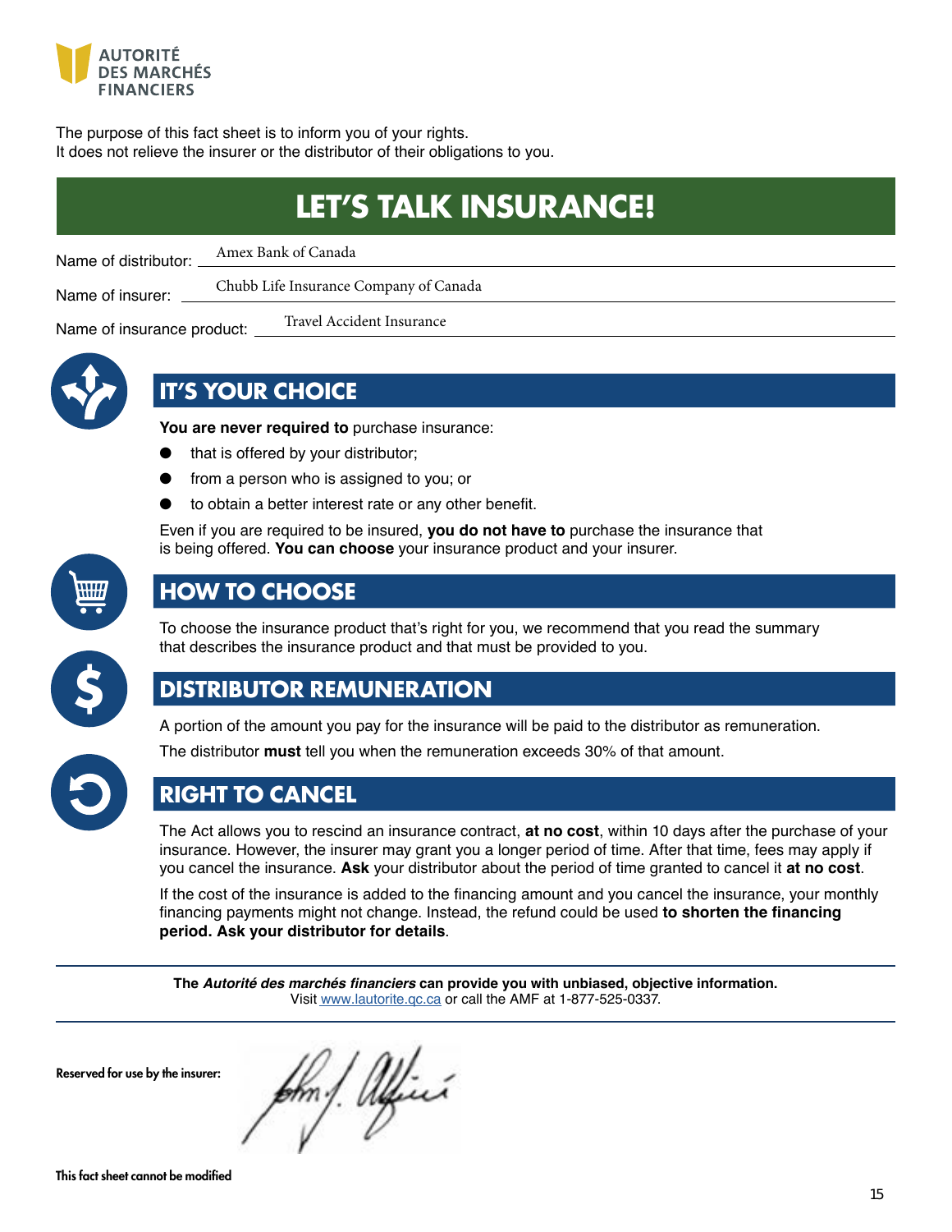AUTORITÉ DES MARCHÉS FINANCIERS

The purpose of this fact sheet is to inform you of your rights.
It does not relieve the insurer or the distributor of their obligations to you.

# LET'S TALK INSURANCE!

Name of distributor: Amex Bank of Canada

Name of insurer: Chubb Life Insurance Company of Canada

Name of insurance product: Travel Accident Insurance

## IT'S YOUR CHOICE

**You are never required to** purchase insurance:

- that is offered by your distributor;
- from a person who is assigned to you; or
- to obtain a better interest rate or any other benefit.

Even if you are required to be insured, **you do not have to** purchase the insurance that is being offered. **You can choose** your insurance product and your insurer.

## HOW TO CHOOSE

To choose the insurance product that's right for you, we recommend that you read the summary that describes the insurance product and that must be provided to you.

## DISTRIBUTOR REMUNERATION

A portion of the amount you pay for the insurance will be paid to the distributor as remuneration.

The distributor **must** tell you when the remuneration exceeds 30% of that amount.

## RIGHT TO CANCEL

The Act allows you to rescind an insurance contract, **at no cost**, within 10 days after the purchase of your insurance. However, the insurer may grant you a longer period of time. After that time, fees may apply if you cancel the insurance. **Ask** your distributor about the period of time granted to cancel it **at no cost**.

If the cost of the insurance is added to the financing amount and you cancel the insurance, your monthly financing payments might not change. Instead, the refund could be used **to shorten the financing period. Ask your distributor for details**.

---

**The *Autorité des marchés financiers* can provide you with unbiased, objective information.**
Visit www.lautorite.qc.ca or call the AMF at 1-877-525-0337.

---

**Reserved for use by the insurer:**

**This fact sheet cannot be modified**